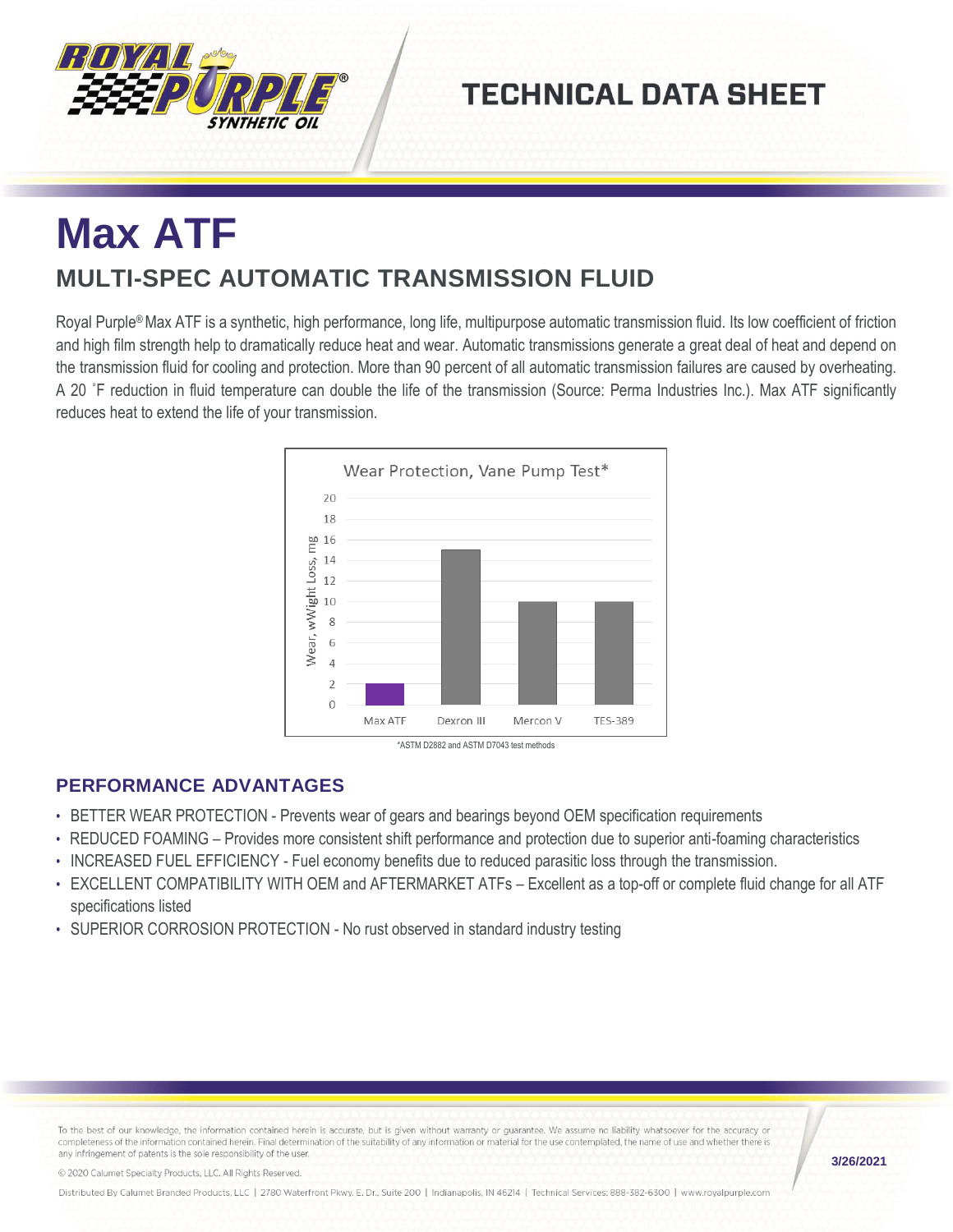# TECHNICAL DATA SHEET

# Max ATF

## MULTI-SPEC AUTOMATIC TRANSMISSION FLUID

Royal Purple® Max ATF is a synthetic, high performance, long life, multipurpose automatic transmission fluid. Its low coefficient of friction and high film strength help to dramatically reduce heat and wear. Automatic transmissions generate a great deal of heat and depend on the transmission fluid for cooling and protection. More than 90 percent of all automatic transmission failures are caused by overheating. A 20 ˚F reduction in fluid temperature can double the life of the transmission (Source: Perma Industries Inc.). Max ATF significantly reduces heat to extend the life of your transmission.

**Wear Protection, Vane Pump Test***

| | Max ATF | Dexron III | Mercon V | TES-389 |
|---|---|---|---|---|
| Wear, wWight Loss, mg | 2 | 15 | 10 | 10 |

*ASTM D2882 and ASTM D7043 test methods

### PERFORMANCE ADVANTAGES

- BETTER WEAR PROTECTION - Prevents wear of gears and bearings beyond OEM specification requirements
- REDUCED FOAMING – Provides more consistent shift performance and protection due to superior anti-foaming characteristics
- INCREASED FUEL EFFICIENCY - Fuel economy benefits due to reduced parasitic loss through the transmission.
- EXCELLENT COMPATIBILITY WITH OEM and AFTERMARKET ATFs – Excellent as a top-off or complete fluid change for all ATF specifications listed
- SUPERIOR CORROSION PROTECTION - No rust observed in standard industry testing

To the best of our knowledge, the information contained herein is accurate, but is given without warranty or guarantee. We assume no liability whatsoever for the accuracy or completeness of the information contained herein. Final determination of the suitability of any information or material for the use contemplated, the name of use and whether there is any infringement of patents is the sole responsibility of the user.

© 2020 Calumet Specialty Products, LLC. All Rights Reserved.

Distributed By Calumet Branded Products, LLC | 2780 Waterfront Pkwy. E. Dr., Suite 200 | Indianapolis, IN 46214 | Technical Services: 888-382-6300 | www.royalpurple.com

3/26/2021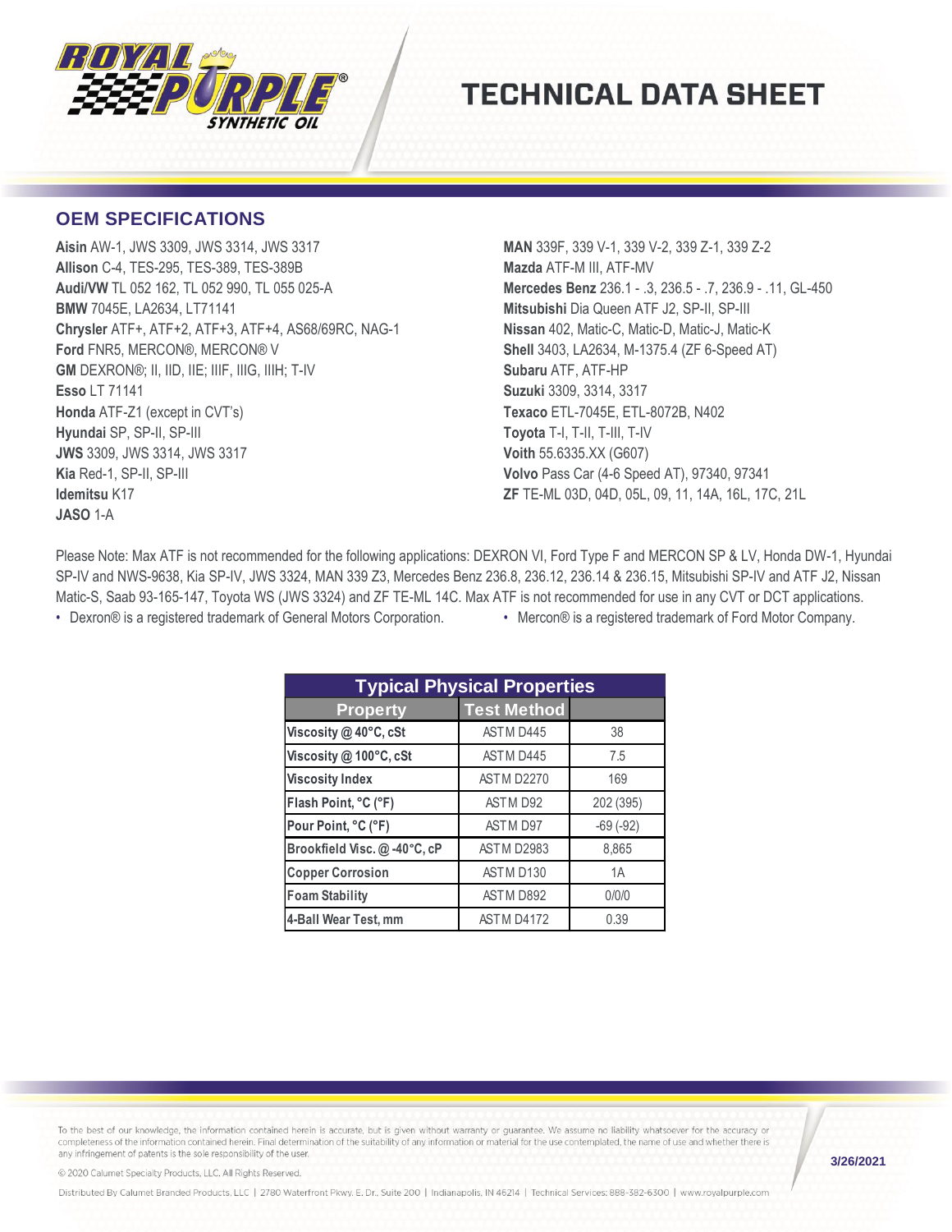# TECHNICAL DATA SHEET

## OEM SPECIFICATIONS

**Aisin** AW-1, JWS 3309, JWS 3314, JWS 3317
**Allison** C-4, TES-295, TES-389, TES-389B
**Audi/VW** TL 052 162, TL 052 990, TL 055 025-A
**BMW** 7045E, LA2634, LT71141
**Chrysler** ATF+, ATF+2, ATF+3, ATF+4, AS68/69RC, NAG-1
**Ford** FNR5, MERCON®, MERCON® V
**GM** DEXRON®; II, IID, IIE; IIIF, IIIG, IIIH; T-IV
**Esso** LT 71141
**Honda** ATF-Z1 (except in CVT's)
**Hyundai** SP, SP-II, SP-III
**JWS** 3309, JWS 3314, JWS 3317
**Kia** Red-1, SP-II, SP-III
**Idemitsu** K17
**JASO** 1-A
**MAN** 339F, 339 V-1, 339 V-2, 339 Z-1, 339 Z-2
**Mazda** ATF-M III, ATF-MV
**Mercedes Benz** 236.1 - .3, 236.5 - .7, 236.9 - .11, GL-450
**Mitsubishi** Dia Queen ATF J2, SP-II, SP-III
**Nissan** 402, Matic-C, Matic-D, Matic-J, Matic-K
**Shell** 3403, LA2634, M-1375.4 (ZF 6-Speed AT)
**Subaru** ATF, ATF-HP
**Suzuki** 3309, 3314, 3317
**Texaco** ETL-7045E, ETL-8072B, N402
**Toyota** T-I, T-II, T-III, T-IV
**Voith** 55.6335.XX (G607)
**Volvo** Pass Car (4-6 Speed AT), 97340, 97341
**ZF** TE-ML 03D, 04D, 05L, 09, 11, 14A, 16L, 17C, 21L

Please Note: Max ATF is not recommended for the following applications: DEXRON VI, Ford Type F and MERCON SP & LV, Honda DW-1, Hyundai SP-IV and NWS-9638, Kia SP-IV, JWS 3324, MAN 339 Z3, Mercedes Benz 236.8, 236.12, 236.14 & 236.15, Mitsubishi SP-IV and ATF J2, Nissan Matic-S, Saab 93-165-147, Toyota WS (JWS 3324) and ZF TE-ML 14C. Max ATF is not recommended for use in any CVT or DCT applications.

- Dexron® is a registered trademark of General Motors Corporation.
- Mercon® is a registered trademark of Ford Motor Company.

**Typical Physical Properties**

| Property | Test Method | |
|---|---|---|
| Viscosity @ 40°C, cSt | ASTM D445 | 38 |
| Viscosity @ 100°C, cSt | ASTM D445 | 7.5 |
| Viscosity Index | ASTM D2270 | 169 |
| Flash Point, °C (°F) | ASTM D92 | 202 (395) |
| Pour Point, °C (°F) | ASTM D97 | -69 (-92) |
| Brookfield Visc. @ -40°C, cP | ASTM D2983 | 8,865 |
| Copper Corrosion | ASTM D130 | 1A |
| Foam Stability | ASTM D892 | 0/0/0 |
| 4-Ball Wear Test, mm | ASTM D4172 | 0.39 |

To the best of our knowledge, the information contained herein is accurate, but is given without warranty or guarantee. We assume no liability whatsoever for the accuracy or completeness of the information contained herein. Final determination of the suitability of any information or material for the use contemplated, the name of use and whether there is any infringement of patents is the sole responsibility of the user.

© 2020 Calumet Specialty Products, LLC. All Rights Reserved.

3/26/2021

Distributed By Calumet Branded Products, LLC | 2780 Waterfront Pkwy. E. Dr., Suite 200 | Indianapolis, IN 46214 | Technical Services: 888-382-6300 | www.royalpurple.com